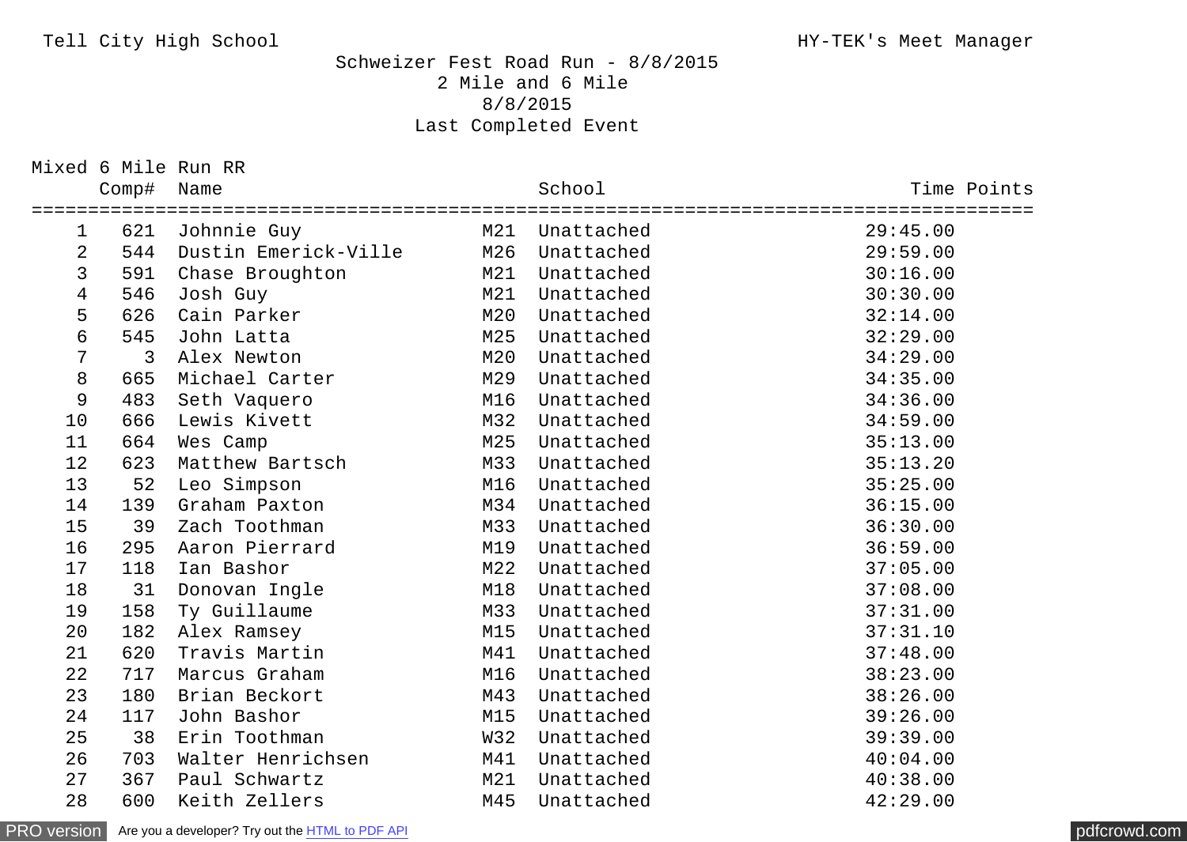Tell City High School — HY-TEK's Meet Manager

# Schweizer Fest Road Run - 8/8/2015

## 2 Mile and 6 Mile

8/8/2015

Last Completed Event

### Mixed 6 Mile Run RR

| | Comp# | Name | | School | Time | Points |
|---|---|---|---|---|---|---|
| 1 | 621 | Johnnie Guy | M21 | Unattached | 29:45.00 | |
| 2 | 544 | Dustin Emerick-Ville | M26 | Unattached | 29:59.00 | |
| 3 | 591 | Chase Broughton | M21 | Unattached | 30:16.00 | |
| 4 | 546 | Josh Guy | M21 | Unattached | 30:30.00 | |
| 5 | 626 | Cain Parker | M20 | Unattached | 32:14.00 | |
| 6 | 545 | John Latta | M25 | Unattached | 32:29.00 | |
| 7 | 3 | Alex Newton | M20 | Unattached | 34:29.00 | |
| 8 | 665 | Michael Carter | M29 | Unattached | 34:35.00 | |
| 9 | 483 | Seth Vaquero | M16 | Unattached | 34:36.00 | |
| 10 | 666 | Lewis Kivett | M32 | Unattached | 34:59.00 | |
| 11 | 664 | Wes Camp | M25 | Unattached | 35:13.00 | |
| 12 | 623 | Matthew Bartsch | M33 | Unattached | 35:13.20 | |
| 13 | 52 | Leo Simpson | M16 | Unattached | 35:25.00 | |
| 14 | 139 | Graham Paxton | M34 | Unattached | 36:15.00 | |
| 15 | 39 | Zach Toothman | M33 | Unattached | 36:30.00 | |
| 16 | 295 | Aaron Pierrard | M19 | Unattached | 36:59.00 | |
| 17 | 118 | Ian Bashor | M22 | Unattached | 37:05.00 | |
| 18 | 31 | Donovan Ingle | M18 | Unattached | 37:08.00 | |
| 19 | 158 | Ty Guillaume | M33 | Unattached | 37:31.00 | |
| 20 | 182 | Alex Ramsey | M15 | Unattached | 37:31.10 | |
| 21 | 620 | Travis Martin | M41 | Unattached | 37:48.00 | |
| 22 | 717 | Marcus Graham | M16 | Unattached | 38:23.00 | |
| 23 | 180 | Brian Beckort | M43 | Unattached | 38:26.00 | |
| 24 | 117 | John Bashor | M15 | Unattached | 39:26.00 | |
| 25 | 38 | Erin Toothman | W32 | Unattached | 39:39.00 | |
| 26 | 703 | Walter Henrichsen | M41 | Unattached | 40:04.00 | |
| 27 | 367 | Paul Schwartz | M21 | Unattached | 40:38.00 | |
| 28 | 600 | Keith Zellers | M45 | Unattached | 42:29.00 | |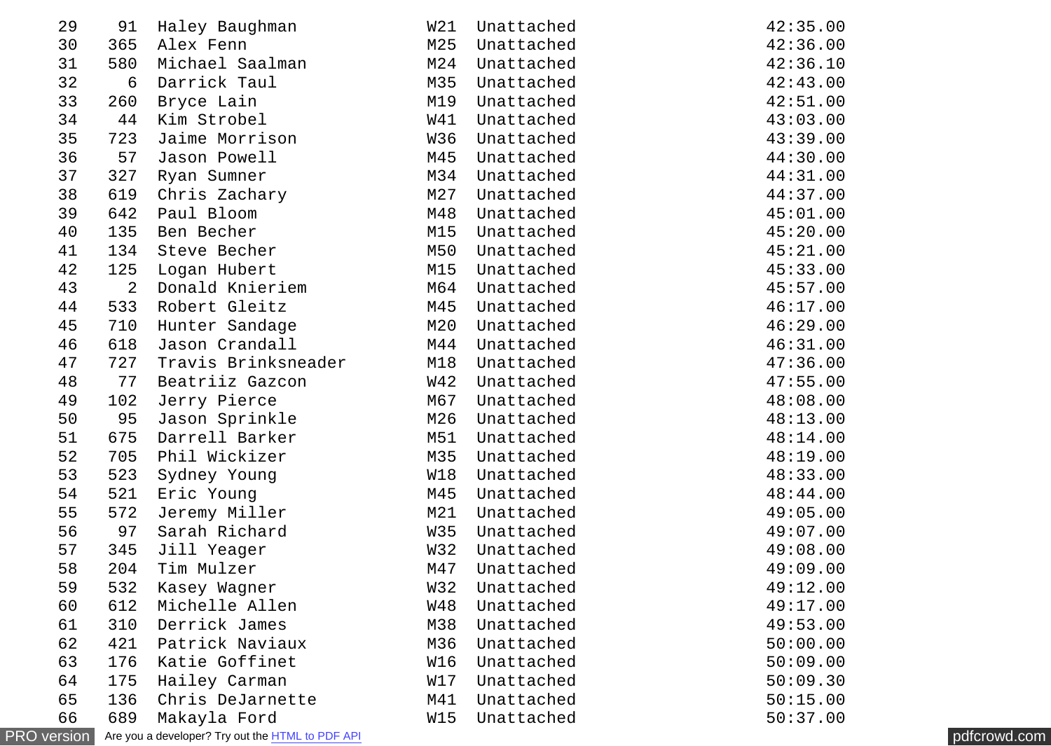| | | | | | |
|---|---|---|---|---|---|
| 29 | 91 | Haley Baughman | W21 | Unattached | 42:35.00 |
| 30 | 365 | Alex Fenn | M25 | Unattached | 42:36.00 |
| 31 | 580 | Michael Saalman | M24 | Unattached | 42:36.10 |
| 32 | 6 | Darrick Taul | M35 | Unattached | 42:43.00 |
| 33 | 260 | Bryce Lain | M19 | Unattached | 42:51.00 |
| 34 | 44 | Kim Strobel | W41 | Unattached | 43:03.00 |
| 35 | 723 | Jaime Morrison | W36 | Unattached | 43:39.00 |
| 36 | 57 | Jason Powell | M45 | Unattached | 44:30.00 |
| 37 | 327 | Ryan Sumner | M34 | Unattached | 44:31.00 |
| 38 | 619 | Chris Zachary | M27 | Unattached | 44:37.00 |
| 39 | 642 | Paul Bloom | M48 | Unattached | 45:01.00 |
| 40 | 135 | Ben Becher | M15 | Unattached | 45:20.00 |
| 41 | 134 | Steve Becher | M50 | Unattached | 45:21.00 |
| 42 | 125 | Logan Hubert | M15 | Unattached | 45:33.00 |
| 43 | 2 | Donald Knieriem | M64 | Unattached | 45:57.00 |
| 44 | 533 | Robert Gleitz | M45 | Unattached | 46:17.00 |
| 45 | 710 | Hunter Sandage | M20 | Unattached | 46:29.00 |
| 46 | 618 | Jason Crandall | M44 | Unattached | 46:31.00 |
| 47 | 727 | Travis Brinksneader | M18 | Unattached | 47:36.00 |
| 48 | 77 | Beatriiz Gazcon | W42 | Unattached | 47:55.00 |
| 49 | 102 | Jerry Pierce | M67 | Unattached | 48:08.00 |
| 50 | 95 | Jason Sprinkle | M26 | Unattached | 48:13.00 |
| 51 | 675 | Darrell Barker | M51 | Unattached | 48:14.00 |
| 52 | 705 | Phil Wickizer | M35 | Unattached | 48:19.00 |
| 53 | 523 | Sydney Young | W18 | Unattached | 48:33.00 |
| 54 | 521 | Eric Young | M45 | Unattached | 48:44.00 |
| 55 | 572 | Jeremy Miller | M21 | Unattached | 49:05.00 |
| 56 | 97 | Sarah Richard | W35 | Unattached | 49:07.00 |
| 57 | 345 | Jill Yeager | W32 | Unattached | 49:08.00 |
| 58 | 204 | Tim Mulzer | M47 | Unattached | 49:09.00 |
| 59 | 532 | Kasey Wagner | W32 | Unattached | 49:12.00 |
| 60 | 612 | Michelle Allen | W48 | Unattached | 49:17.00 |
| 61 | 310 | Derrick James | M38 | Unattached | 49:53.00 |
| 62 | 421 | Patrick Naviaux | M36 | Unattached | 50:00.00 |
| 63 | 176 | Katie Goffinet | W16 | Unattached | 50:09.00 |
| 64 | 175 | Hailey Carman | W17 | Unattached | 50:09.30 |
| 65 | 136 | Chris DeJarnette | M41 | Unattached | 50:15.00 |
| 66 | 689 | Makayla Ford | W15 | Unattached | 50:37.00 |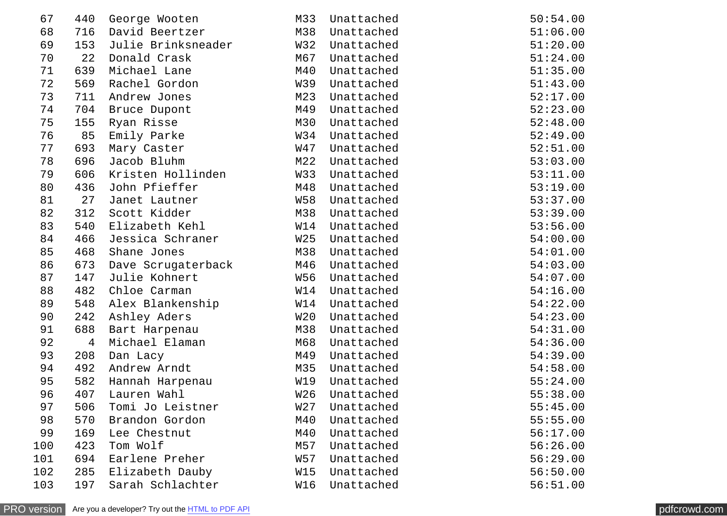| | | | | | |
|---|---|---|---|---|---|
| 67 | 440 | George Wooten | M33 | Unattached | 50:54.00 |
| 68 | 716 | David Beertzer | M38 | Unattached | 51:06.00 |
| 69 | 153 | Julie Brinksneader | W32 | Unattached | 51:20.00 |
| 70 | 22 | Donald Crask | M67 | Unattached | 51:24.00 |
| 71 | 639 | Michael Lane | M40 | Unattached | 51:35.00 |
| 72 | 569 | Rachel Gordon | W39 | Unattached | 51:43.00 |
| 73 | 711 | Andrew Jones | M23 | Unattached | 52:17.00 |
| 74 | 704 | Bruce Dupont | M49 | Unattached | 52:23.00 |
| 75 | 155 | Ryan Risse | M30 | Unattached | 52:48.00 |
| 76 | 85 | Emily Parke | W34 | Unattached | 52:49.00 |
| 77 | 693 | Mary Caster | W47 | Unattached | 52:51.00 |
| 78 | 696 | Jacob Bluhm | M22 | Unattached | 53:03.00 |
| 79 | 606 | Kristen Hollinden | W33 | Unattached | 53:11.00 |
| 80 | 436 | John Pfieffer | M48 | Unattached | 53:19.00 |
| 81 | 27 | Janet Lautner | W58 | Unattached | 53:37.00 |
| 82 | 312 | Scott Kidder | M38 | Unattached | 53:39.00 |
| 83 | 540 | Elizabeth Kehl | W14 | Unattached | 53:56.00 |
| 84 | 466 | Jessica Schraner | W25 | Unattached | 54:00.00 |
| 85 | 468 | Shane Jones | M38 | Unattached | 54:01.00 |
| 86 | 673 | Dave Scrugaterback | M46 | Unattached | 54:03.00 |
| 87 | 147 | Julie Kohnert | W56 | Unattached | 54:07.00 |
| 88 | 482 | Chloe Carman | W14 | Unattached | 54:16.00 |
| 89 | 548 | Alex Blankenship | W14 | Unattached | 54:22.00 |
| 90 | 242 | Ashley Aders | W20 | Unattached | 54:23.00 |
| 91 | 688 | Bart Harpenau | M38 | Unattached | 54:31.00 |
| 92 | 4 | Michael Elaman | M68 | Unattached | 54:36.00 |
| 93 | 208 | Dan Lacy | M49 | Unattached | 54:39.00 |
| 94 | 492 | Andrew Arndt | M35 | Unattached | 54:58.00 |
| 95 | 582 | Hannah Harpenau | W19 | Unattached | 55:24.00 |
| 96 | 407 | Lauren Wahl | W26 | Unattached | 55:38.00 |
| 97 | 506 | Tomi Jo Leistner | W27 | Unattached | 55:45.00 |
| 98 | 570 | Brandon Gordon | M40 | Unattached | 55:55.00 |
| 99 | 169 | Lee Chestnut | M40 | Unattached | 56:17.00 |
| 100 | 423 | Tom Wolf | M57 | Unattached | 56:26.00 |
| 101 | 694 | Earlene Preher | W57 | Unattached | 56:29.00 |
| 102 | 285 | Elizabeth Dauby | W15 | Unattached | 56:50.00 |
| 103 | 197 | Sarah Schlachter | W16 | Unattached | 56:51.00 |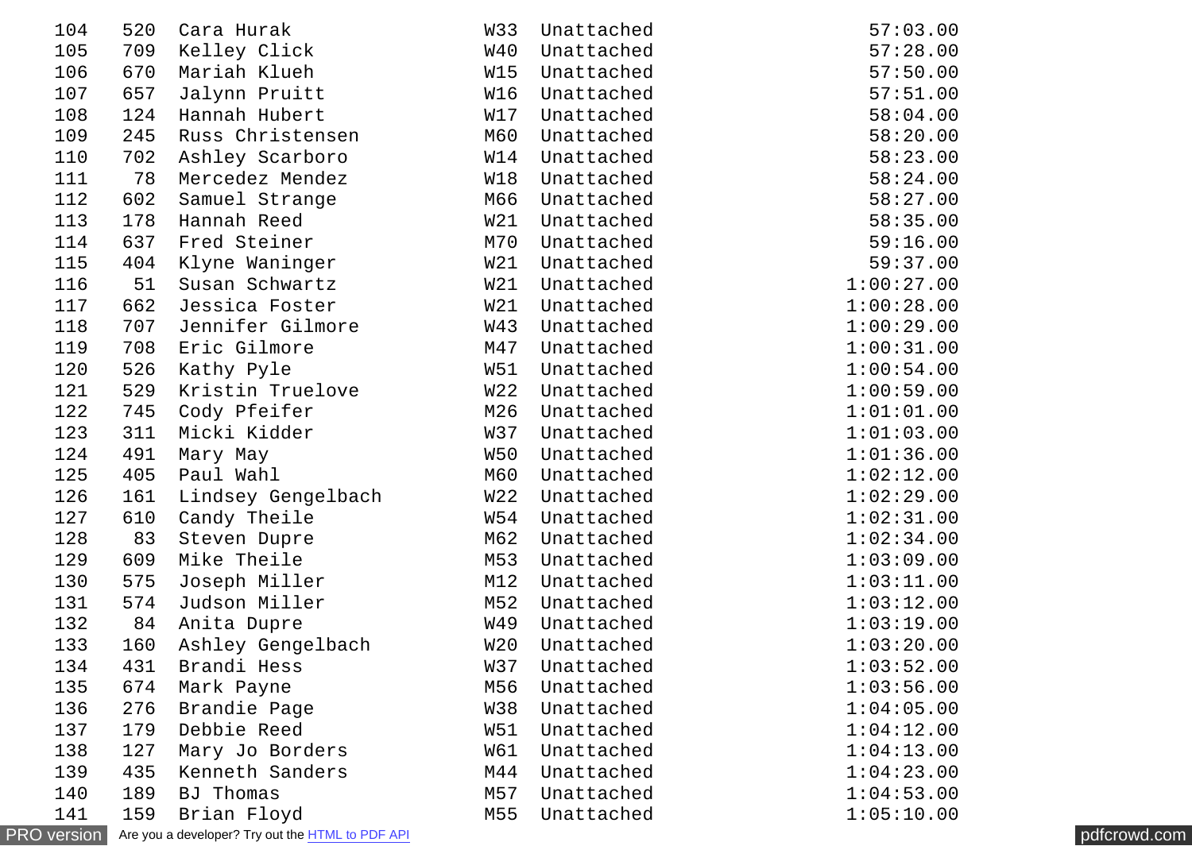| | | | | | |
|---|---|---|---|---|---|
| 104 | 520 | Cara Hurak | W33 | Unattached | 57:03.00 |
| 105 | 709 | Kelley Click | W40 | Unattached | 57:28.00 |
| 106 | 670 | Mariah Klueh | W15 | Unattached | 57:50.00 |
| 107 | 657 | Jalynn Pruitt | W16 | Unattached | 57:51.00 |
| 108 | 124 | Hannah Hubert | W17 | Unattached | 58:04.00 |
| 109 | 245 | Russ Christensen | M60 | Unattached | 58:20.00 |
| 110 | 702 | Ashley Scarboro | W14 | Unattached | 58:23.00 |
| 111 | 78 | Mercedez Mendez | W18 | Unattached | 58:24.00 |
| 112 | 602 | Samuel Strange | M66 | Unattached | 58:27.00 |
| 113 | 178 | Hannah Reed | W21 | Unattached | 58:35.00 |
| 114 | 637 | Fred Steiner | M70 | Unattached | 59:16.00 |
| 115 | 404 | Klyne Waninger | W21 | Unattached | 59:37.00 |
| 116 | 51 | Susan Schwartz | W21 | Unattached | 1:00:27.00 |
| 117 | 662 | Jessica Foster | W21 | Unattached | 1:00:28.00 |
| 118 | 707 | Jennifer Gilmore | W43 | Unattached | 1:00:29.00 |
| 119 | 708 | Eric Gilmore | M47 | Unattached | 1:00:31.00 |
| 120 | 526 | Kathy Pyle | W51 | Unattached | 1:00:54.00 |
| 121 | 529 | Kristin Truelove | W22 | Unattached | 1:00:59.00 |
| 122 | 745 | Cody Pfeifer | M26 | Unattached | 1:01:01.00 |
| 123 | 311 | Micki Kidder | W37 | Unattached | 1:01:03.00 |
| 124 | 491 | Mary May | W50 | Unattached | 1:01:36.00 |
| 125 | 405 | Paul Wahl | M60 | Unattached | 1:02:12.00 |
| 126 | 161 | Lindsey Gengelbach | W22 | Unattached | 1:02:29.00 |
| 127 | 610 | Candy Theile | W54 | Unattached | 1:02:31.00 |
| 128 | 83 | Steven Dupre | M62 | Unattached | 1:02:34.00 |
| 129 | 609 | Mike Theile | M53 | Unattached | 1:03:09.00 |
| 130 | 575 | Joseph Miller | M12 | Unattached | 1:03:11.00 |
| 131 | 574 | Judson Miller | M52 | Unattached | 1:03:12.00 |
| 132 | 84 | Anita Dupre | W49 | Unattached | 1:03:19.00 |
| 133 | 160 | Ashley Gengelbach | W20 | Unattached | 1:03:20.00 |
| 134 | 431 | Brandi Hess | W37 | Unattached | 1:03:52.00 |
| 135 | 674 | Mark Payne | M56 | Unattached | 1:03:56.00 |
| 136 | 276 | Brandie Page | W38 | Unattached | 1:04:05.00 |
| 137 | 179 | Debbie Reed | W51 | Unattached | 1:04:12.00 |
| 138 | 127 | Mary Jo Borders | W61 | Unattached | 1:04:13.00 |
| 139 | 435 | Kenneth Sanders | M44 | Unattached | 1:04:23.00 |
| 140 | 189 | BJ Thomas | M57 | Unattached | 1:04:53.00 |
| 141 | 159 | Brian Floyd | M55 | Unattached | 1:05:10.00 |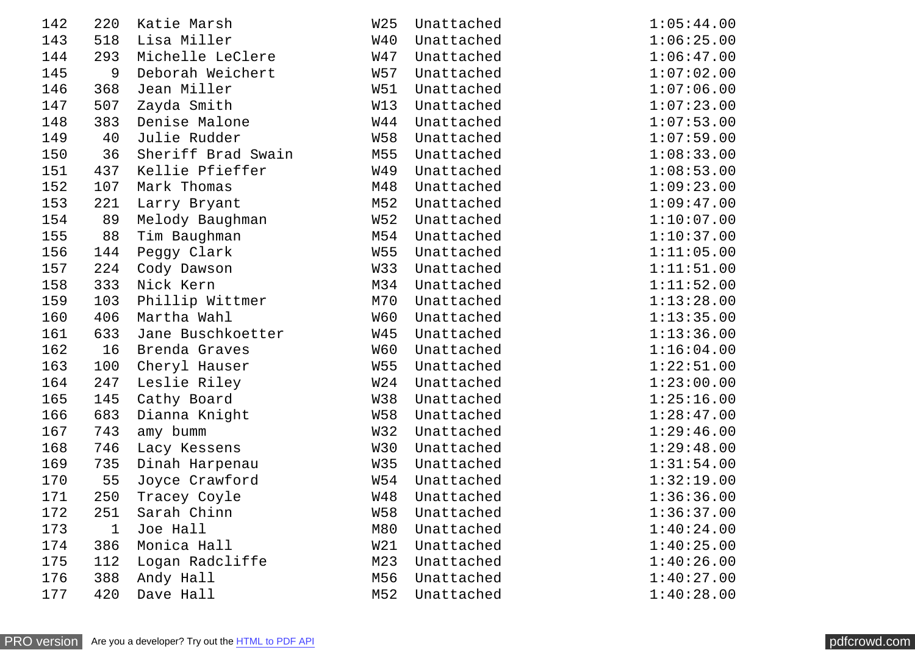| | | | | | |
|---|---|---|---|---|---|
| 142 | 220 | Katie Marsh | W25 | Unattached | 1:05:44.00 |
| 143 | 518 | Lisa Miller | W40 | Unattached | 1:06:25.00 |
| 144 | 293 | Michelle LeClere | W47 | Unattached | 1:06:47.00 |
| 145 | 9 | Deborah Weichert | W57 | Unattached | 1:07:02.00 |
| 146 | 368 | Jean Miller | W51 | Unattached | 1:07:06.00 |
| 147 | 507 | Zayda Smith | W13 | Unattached | 1:07:23.00 |
| 148 | 383 | Denise Malone | W44 | Unattached | 1:07:53.00 |
| 149 | 40 | Julie Rudder | W58 | Unattached | 1:07:59.00 |
| 150 | 36 | Sheriff Brad Swain | M55 | Unattached | 1:08:33.00 |
| 151 | 437 | Kellie Pfieffer | W49 | Unattached | 1:08:53.00 |
| 152 | 107 | Mark Thomas | M48 | Unattached | 1:09:23.00 |
| 153 | 221 | Larry Bryant | M52 | Unattached | 1:09:47.00 |
| 154 | 89 | Melody Baughman | W52 | Unattached | 1:10:07.00 |
| 155 | 88 | Tim Baughman | M54 | Unattached | 1:10:37.00 |
| 156 | 144 | Peggy Clark | W55 | Unattached | 1:11:05.00 |
| 157 | 224 | Cody Dawson | W33 | Unattached | 1:11:51.00 |
| 158 | 333 | Nick Kern | M34 | Unattached | 1:11:52.00 |
| 159 | 103 | Phillip Wittmer | M70 | Unattached | 1:13:28.00 |
| 160 | 406 | Martha Wahl | W60 | Unattached | 1:13:35.00 |
| 161 | 633 | Jane Buschkoetter | W45 | Unattached | 1:13:36.00 |
| 162 | 16 | Brenda Graves | W60 | Unattached | 1:16:04.00 |
| 163 | 100 | Cheryl Hauser | W55 | Unattached | 1:22:51.00 |
| 164 | 247 | Leslie Riley | W24 | Unattached | 1:23:00.00 |
| 165 | 145 | Cathy Board | W38 | Unattached | 1:25:16.00 |
| 166 | 683 | Dianna Knight | W58 | Unattached | 1:28:47.00 |
| 167 | 743 | amy bumm | W32 | Unattached | 1:29:46.00 |
| 168 | 746 | Lacy Kessens | W30 | Unattached | 1:29:48.00 |
| 169 | 735 | Dinah Harpenau | W35 | Unattached | 1:31:54.00 |
| 170 | 55 | Joyce Crawford | W54 | Unattached | 1:32:19.00 |
| 171 | 250 | Tracey Coyle | W48 | Unattached | 1:36:36.00 |
| 172 | 251 | Sarah Chinn | W58 | Unattached | 1:36:37.00 |
| 173 | 1 | Joe Hall | M80 | Unattached | 1:40:24.00 |
| 174 | 386 | Monica Hall | W21 | Unattached | 1:40:25.00 |
| 175 | 112 | Logan Radcliffe | M23 | Unattached | 1:40:26.00 |
| 176 | 388 | Andy Hall | M56 | Unattached | 1:40:27.00 |
| 177 | 420 | Dave Hall | M52 | Unattached | 1:40:28.00 |